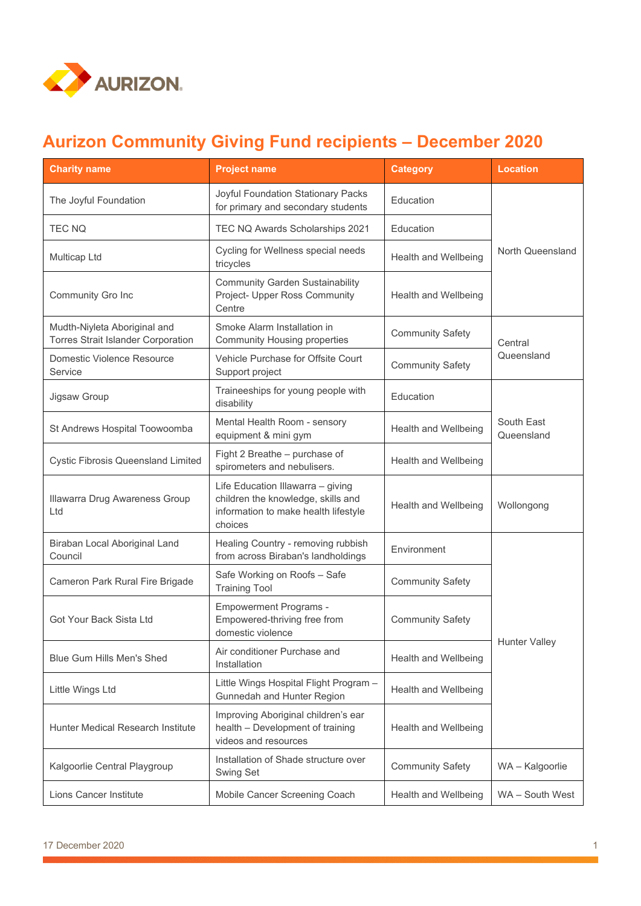# Aurizon Community Giving Fund recipients – December 2020

| Charity name | Project name | Category | Location |
|---|---|---|---|
| The Joyful Foundation | Joyful Foundation Stationary Packs for primary and secondary students | Education | North Queensland |
| TEC NQ | TEC NQ Awards Scholarships 2021 | Education | |
| Multicap Ltd | Cycling for Wellness special needs tricycles | Health and Wellbeing | |
| Community Gro Inc | Community Garden Sustainability Project- Upper Ross Community Centre | Health and Wellbeing | |
| Mudth-Niyleta Aboriginal and Torres Strait Islander Corporation | Smoke Alarm Installation in Community Housing properties | Community Safety | Central Queensland |
| Domestic Violence Resource Service | Vehicle Purchase for Offsite Court Support project | Community Safety | |
| Jigsaw Group | Traineeships for young people with disability | Education | South East Queensland |
| St Andrews Hospital Toowoomba | Mental Health Room - sensory equipment & mini gym | Health and Wellbeing | |
| Cystic Fibrosis Queensland Limited | Fight 2 Breathe – purchase of spirometers and nebulisers. | Health and Wellbeing | |
| Illawarra Drug Awareness Group Ltd | Life Education Illawarra – giving children the knowledge, skills and information to make health lifestyle choices | Health and Wellbeing | Wollongong |
| Biraban Local Aboriginal Land Council | Healing Country - removing rubbish from across Biraban's landholdings | Environment | Hunter Valley |
| Cameron Park Rural Fire Brigade | Safe Working on Roofs – Safe Training Tool | Community Safety | |
| Got Your Back Sista Ltd | Empowerment Programs - Empowered-thriving free from domestic violence | Community Safety | |
| Blue Gum Hills Men's Shed | Air conditioner Purchase and Installation | Health and Wellbeing | |
| Little Wings Ltd | Little Wings Hospital Flight Program – Gunnedah and Hunter Region | Health and Wellbeing | |
| Hunter Medical Research Institute | Improving Aboriginal children's ear health – Development of training videos and resources | Health and Wellbeing | |
| Kalgoorlie Central Playgroup | Installation of Shade structure over Swing Set | Community Safety | WA – Kalgoorlie |
| Lions Cancer Institute | Mobile Cancer Screening Coach | Health and Wellbeing | WA – South West |

17 December 2020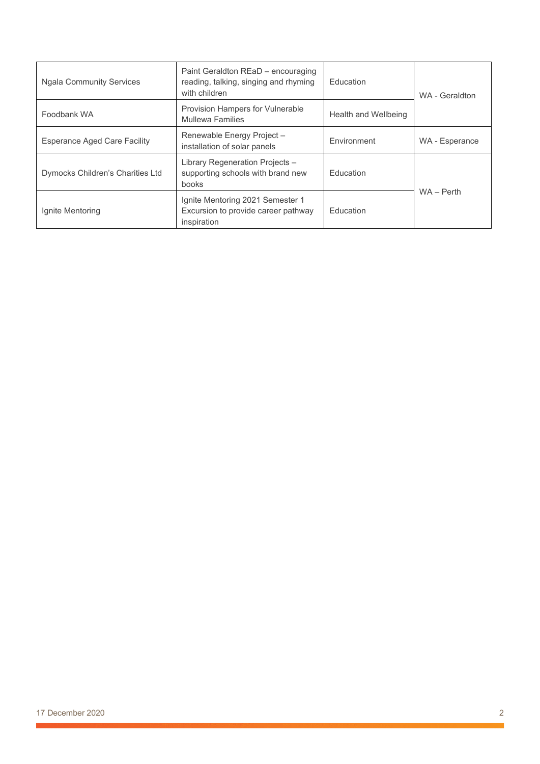| | | | |
|---|---|---|---|
| Ngala Community Services | Paint Geraldton REaD – encouraging reading, talking, singing and rhyming with children | Education | WA - Geraldton |
| Foodbank WA | Provision Hampers for Vulnerable Mullewa Families | Health and Wellbeing | |
| Esperance Aged Care Facility | Renewable Energy Project – installation of solar panels | Environment | WA - Esperance |
| Dymocks Children's Charities Ltd | Library Regeneration Projects – supporting schools with brand new books | Education | WA – Perth |
| Ignite Mentoring | Ignite Mentoring 2021 Semester 1 Excursion to provide career pathway inspiration | Education | |

17 December 2020